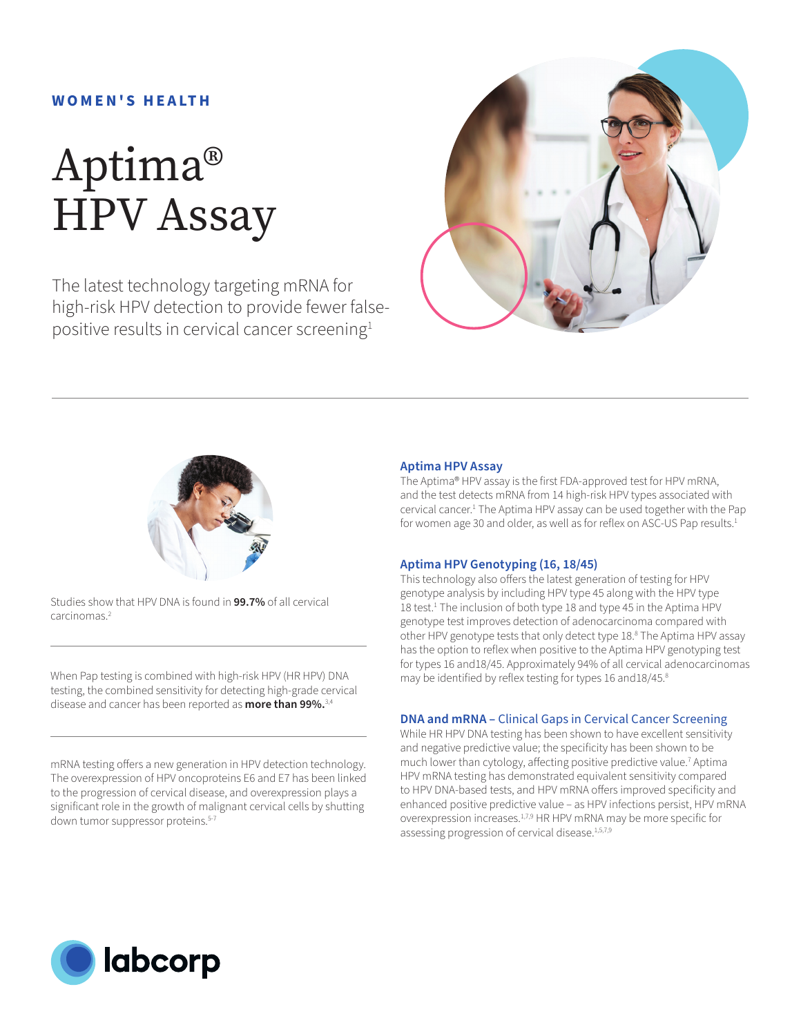**WOMEN'S HEALTH**

# Aptima® HPV Assay

The latest technology targeting mRNA for high-risk HPV detection to provide fewer false-positive results in cervical cancer screening[1]

---

Studies show that HPV DNA is found in **99.7%** of all cervical carcinomas.[2]

---

When Pap testing is combined with high-risk HPV (HR HPV) DNA testing, the combined sensitivity for detecting high-grade cervical disease and cancer has been reported as **more than 99%.**[3,4]

---

mRNA testing offers a new generation in HPV detection technology. The overexpression of HPV oncoproteins E6 and E7 has been linked to the progression of cervical disease, and overexpression plays a significant role in the growth of malignant cervical cells by shutting down tumor suppressor proteins.[5-7]

## Aptima HPV Assay

The Aptima® HPV assay is the first FDA-approved test for HPV mRNA, and the test detects mRNA from 14 high-risk HPV types associated with cervical cancer.[1] The Aptima HPV assay can be used together with the Pap for women age 30 and older, as well as for reflex on ASC-US Pap results.[1]

## Aptima HPV Genotyping (16, 18/45)

This technology also offers the latest generation of testing for HPV genotype analysis by including HPV type 45 along with the HPV type 18 test.[1] The inclusion of both type 18 and type 45 in the Aptima HPV genotype test improves detection of adenocarcinoma compared with other HPV genotype tests that only detect type 18.[8] The Aptima HPV assay has the option to reflex when positive to the Aptima HPV genotyping test for types 16 and18/45. Approximately 94% of all cervical adenocarcinomas may be identified by reflex testing for types 16 and18/45.[8]

## DNA and mRNA – Clinical Gaps in Cervical Cancer Screening

While HR HPV DNA testing has been shown to have excellent sensitivity and negative predictive value; the specificity has been shown to be much lower than cytology, affecting positive predictive value.[7] Aptima HPV mRNA testing has demonstrated equivalent sensitivity compared to HPV DNA-based tests, and HPV mRNA offers improved specificity and enhanced positive predictive value – as HPV infections persist, HPV mRNA overexpression increases.[1,7,9] HR HPV mRNA may be more specific for assessing progression of cervical disease.[1,5,7,9]

labcorp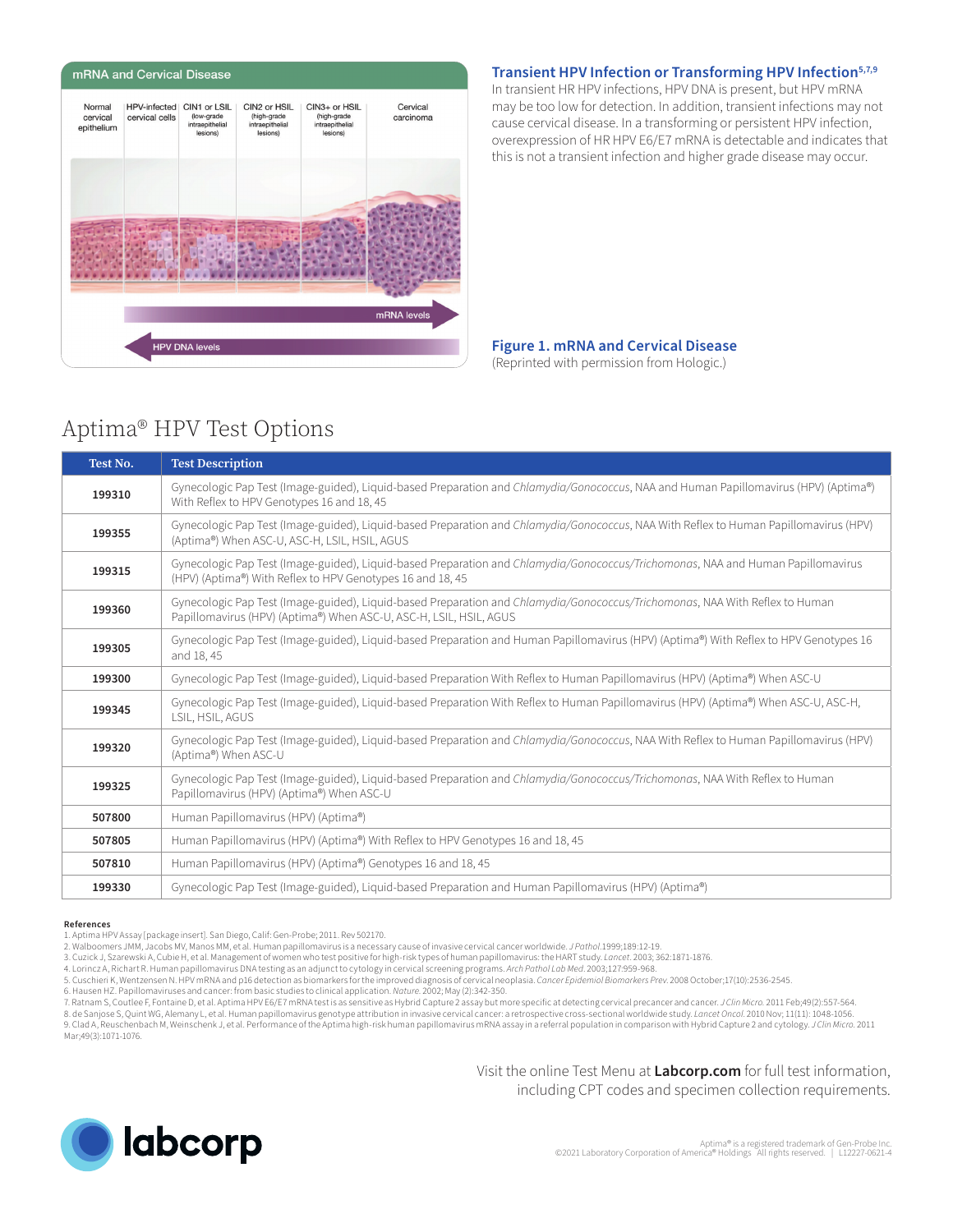**mRNA and Cervical Disease**

Normal cervical epithelium

HPV-infected cervical cells

CIN1 or LSIL (low-grade intraepithelial lesions)

CIN2 or HSIL (high-grade intraepithelial lesions)

CIN3+ or HSIL (high-grade intraepithelial lesions)

Cervical carcinoma

mRNA levels

HPV DNA levels

### Transient HPV Infection or Transforming HPV Infection[5,7,9]

In transient HR HPV infections, HPV DNA is present, but HPV mRNA may be too low for detection. In addition, transient infections may not cause cervical disease. In a transforming or persistent HPV infection, overexpression of HR HPV E6/E7 mRNA is detectable and indicates that this is not a transient infection and higher grade disease may occur.

**Figure 1. mRNA and Cervical Disease**
(Reprinted with permission from Hologic.)

# Aptima® HPV Test Options

| Test No. | Test Description |
|---|---|
| **199310** | Gynecologic Pap Test (Image-guided), Liquid-based Preparation and *Chlamydia/Gonococcus*, NAA and Human Papillomavirus (HPV) (Aptima®) With Reflex to HPV Genotypes 16 and 18, 45 |
| **199355** | Gynecologic Pap Test (Image-guided), Liquid-based Preparation and *Chlamydia/Gonococcus*, NAA With Reflex to Human Papillomavirus (HPV) (Aptima®) When ASC-U, ASC-H, LSIL, HSIL, AGUS |
| **199315** | Gynecologic Pap Test (Image-guided), Liquid-based Preparation and *Chlamydia/Gonococcus/Trichomonas*, NAA and Human Papillomavirus (HPV) (Aptima®) With Reflex to HPV Genotypes 16 and 18, 45 |
| **199360** | Gynecologic Pap Test (Image-guided), Liquid-based Preparation and *Chlamydia/Gonococcus/Trichomonas*, NAA With Reflex to Human Papillomavirus (HPV) (Aptima®) When ASC-U, ASC-H, LSIL, HSIL, AGUS |
| **199305** | Gynecologic Pap Test (Image-guided), Liquid-based Preparation and Human Papillomavirus (HPV) (Aptima®) With Reflex to HPV Genotypes 16 and 18, 45 |
| **199300** | Gynecologic Pap Test (Image-guided), Liquid-based Preparation With Reflex to Human Papillomavirus (HPV) (Aptima®) When ASC-U |
| **199345** | Gynecologic Pap Test (Image-guided), Liquid-based Preparation With Reflex to Human Papillomavirus (HPV) (Aptima®) When ASC-U, ASC-H, LSIL, HSIL, AGUS |
| **199320** | Gynecologic Pap Test (Image-guided), Liquid-based Preparation and *Chlamydia/Gonococcus*, NAA With Reflex to Human Papillomavirus (HPV) (Aptima®) When ASC-U |
| **199325** | Gynecologic Pap Test (Image-guided), Liquid-based Preparation and *Chlamydia/Gonococcus/Trichomonas*, NAA With Reflex to Human Papillomavirus (HPV) (Aptima®) When ASC-U |
| **507800** | Human Papillomavirus (HPV) (Aptima®) |
| **507805** | Human Papillomavirus (HPV) (Aptima®) With Reflex to HPV Genotypes 16 and 18, 45 |
| **507810** | Human Papillomavirus (HPV) (Aptima®) Genotypes 16 and 18, 45 |
| **199330** | Gynecologic Pap Test (Image-guided), Liquid-based Preparation and Human Papillomavirus (HPV) (Aptima®) |

**References**

1. Aptima HPV Assay [package insert]. San Diego, Calif: Gen-Probe; 2011. Rev 502170.
2. Walboomers JMM, Jacobs MV, Manos MM, et al. Human papillomavirus is a necessary cause of invasive cervical cancer worldwide. *J Pathol*.1999;189:12-19.
3. Cuzick J, Szarewski A, Cubie H, et al. Management of women who test positive for high-risk types of human papillomavirus: the HART study. *Lancet*. 2003; 362:1871-1876.
4. Lorincz A, Richart R. Human papillomavirus DNA testing as an adjunct to cytology in cervical screening programs. *Arch Pathol Lab Med*. 2003;127:959-968.
5. Cuschieri K, Wentzensen N. HPV mRNA and p16 detection as biomarkers for the improved diagnosis of cervical neoplasia. *Cancer Epidemiol Biomarkers Prev*. 2008 October;17(10):2536-2545.
6. Hausen HZ. Papillomaviruses and cancer: from basic studies to clinical application. *Nature*. 2002; May (2):342-350.
7. Ratnam S, Coutlee F, Fontaine D, et al. Aptima HPV E6/E7 mRNA test is as sensitive as Hybrid Capture 2 assay but more specific at detecting cervical precancer and cancer. *J Clin Micro*. 2011 Feb;49(2):557-564.
8. de Sanjose S, Quint WG, Alemany L, et al. Human papillomavirus genotype attribution in invasive cervical cancer: a retrospective cross-sectional worldwide study. *Lancet Oncol*. 2010 Nov; 11(11): 1048-1056.
9. Clad A, Reuschenbach M, Weinschenk J, et al. Performance of the Aptima high-risk human papillomavirus mRNA assay in a referral population in comparison with Hybrid Capture 2 and cytology. *J Clin Micro*. 2011 Mar;49(3):1071-1076.

Visit the online Test Menu at **Labcorp.com** for full test information, including CPT codes and specimen collection requirements.

labcorp

Aptima® is a registered trademark of Gen-Probe Inc.
©2021 Laboratory Corporation of America® Holdings All rights reserved. | L12227-0621-4